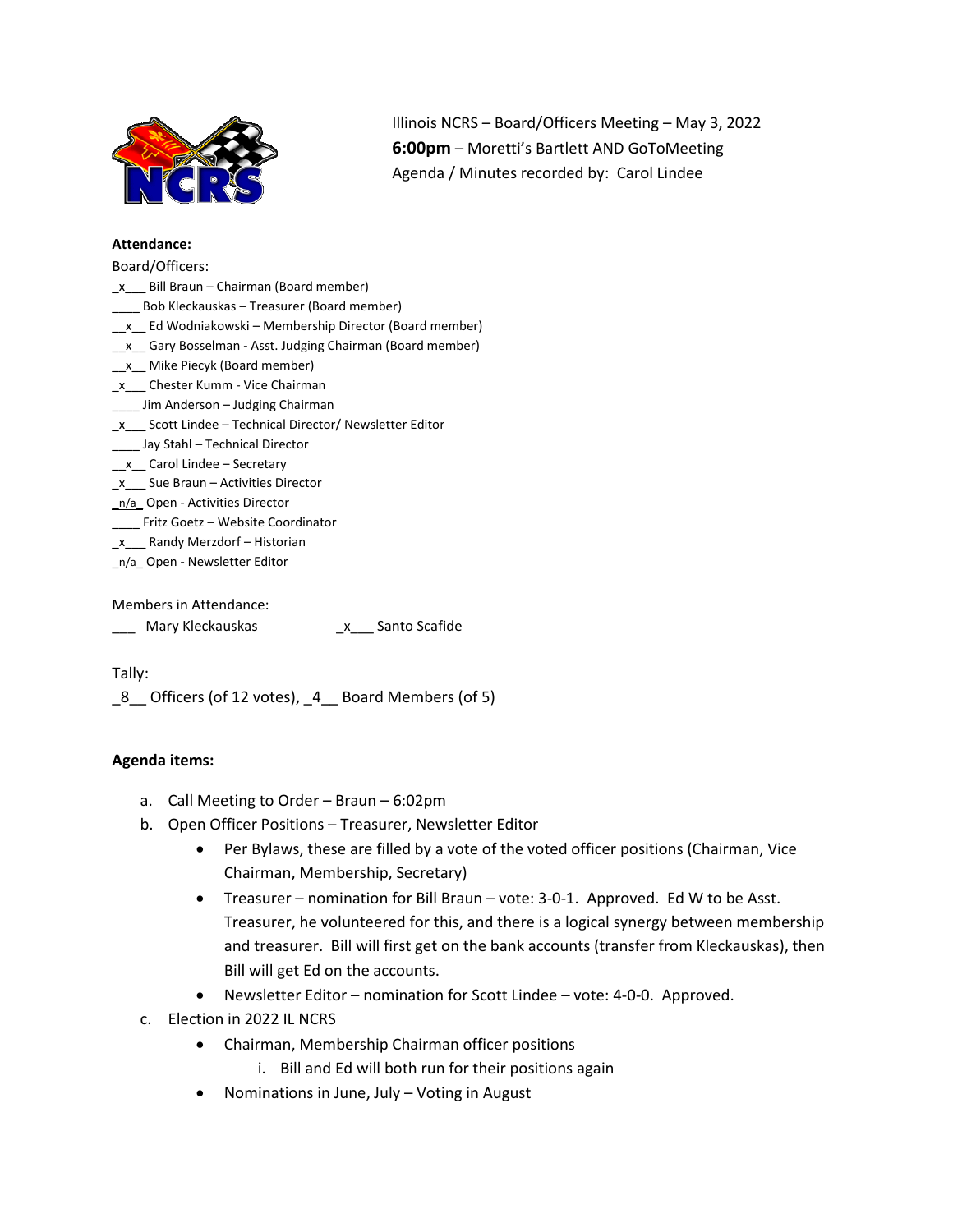Illinois NCRS – Board/Officers Meeting – May 3, 2022
**6:00pm** – Moretti's Bartlett AND GoToMeeting
Agenda / Minutes recorded by: Carol Lindee

**Attendance:**

Board/Officers:

- _x___ Bill Braun – Chairman (Board member)
- ____ Bob Kleckauskas – Treasurer (Board member)
- __x__ Ed Wodniakowski – Membership Director (Board member)
- __x__ Gary Bosselman - Asst. Judging Chairman (Board member)
- __x__ Mike Piecyk (Board member)
- _x___ Chester Kumm - Vice Chairman
- ____ Jim Anderson – Judging Chairman
- _x___ Scott Lindee – Technical Director/ Newsletter Editor
- ____ Jay Stahl – Technical Director
- __x__ Carol Lindee – Secretary
- _x___ Sue Braun – Activities Director
- _n/a_ Open - Activities Director
- ____ Fritz Goetz – Website Coordinator
- _x___ Randy Merzdorf – Historian
- _n/a_ Open - Newsletter Editor

Members in Attendance:

___ Mary Kleckauskas    _x___ Santo Scafide

Tally:

_8__ Officers (of 12 votes), _4__ Board Members (of 5)

**Agenda items:**

a. Call Meeting to Order – Braun – 6:02pm
b. Open Officer Positions – Treasurer, Newsletter Editor
   - Per Bylaws, these are filled by a vote of the voted officer positions (Chairman, Vice Chairman, Membership, Secretary)
   - Treasurer – nomination for Bill Braun – vote: 3-0-1. Approved. Ed W to be Asst. Treasurer, he volunteered for this, and there is a logical synergy between membership and treasurer. Bill will first get on the bank accounts (transfer from Kleckauskas), then Bill will get Ed on the accounts.
   - Newsletter Editor – nomination for Scott Lindee – vote: 4-0-0. Approved.
c. Election in 2022 IL NCRS
   - Chairman, Membership Chairman officer positions
     i. Bill and Ed will both run for their positions again
   - Nominations in June, July – Voting in August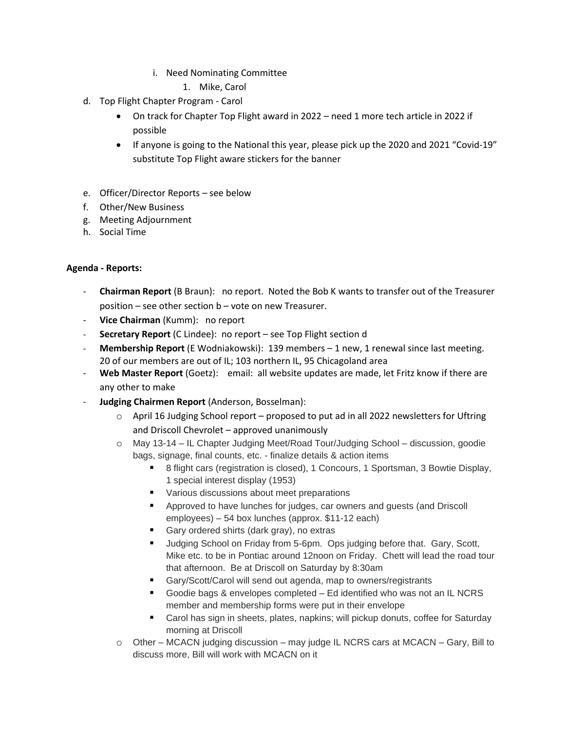i. Need Nominating Committee
      1. Mike, Carol

d. Top Flight Chapter Program - Carol
   - On track for Chapter Top Flight award in 2022 – need 1 more tech article in 2022 if possible
   - If anyone is going to the National this year, please pick up the 2020 and 2021 "Covid-19" substitute Top Flight aware stickers for the banner

e. Officer/Director Reports – see below
f. Other/New Business
g. Meeting Adjournment
h. Social Time

**Agenda - Reports:**

- **Chairman Report** (B Braun): no report. Noted the Bob K wants to transfer out of the Treasurer position – see other section b – vote on new Treasurer.
- **Vice Chairman** (Kumm): no report
- **Secretary Report** (C Lindee): no report – see Top Flight section d
- **Membership Report** (E Wodniakowski): 139 members – 1 new, 1 renewal since last meeting. 20 of our members are out of IL; 103 northern IL, 95 Chicagoland area
- **Web Master Report** (Goetz): email: all website updates are made, let Fritz know if there are any other to make
- **Judging Chairmen Report** (Anderson, Bosselman):
  - April 16 Judging School report – proposed to put ad in all 2022 newsletters for Uftring and Driscoll Chevrolet – approved unanimously
  - May 13-14 – IL Chapter Judging Meet/Road Tour/Judging School – discussion, goodie bags, signage, final counts, etc. - finalize details & action items
    - 8 flight cars (registration is closed), 1 Concours, 1 Sportsman, 3 Bowtie Display, 1 special interest display (1953)
    - Various discussions about meet preparations
    - Approved to have lunches for judges, car owners and guests (and Driscoll employees) – 54 box lunches (approx. $11-12 each)
    - Gary ordered shirts (dark gray), no extras
    - Judging School on Friday from 5-6pm. Ops judging before that. Gary, Scott, Mike etc. to be in Pontiac around 12noon on Friday. Chett will lead the road tour that afternoon. Be at Driscoll on Saturday by 8:30am
    - Gary/Scott/Carol will send out agenda, map to owners/registrants
    - Goodie bags & envelopes completed – Ed identified who was not an IL NCRS member and membership forms were put in their envelope
    - Carol has sign in sheets, plates, napkins; will pickup donuts, coffee for Saturday morning at Driscoll
  - Other – MCACN judging discussion – may judge IL NCRS cars at MCACN – Gary, Bill to discuss more, Bill will work with MCACN on it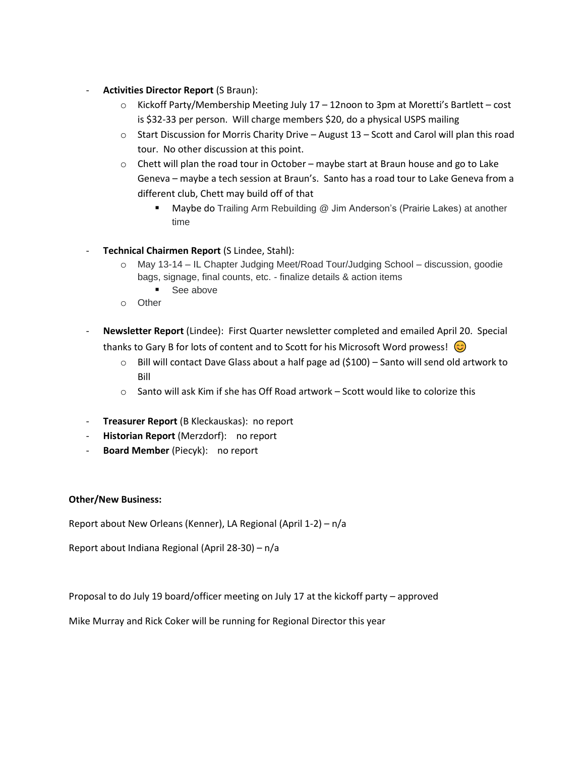- **Activities Director Report** (S Braun):
  - Kickoff Party/Membership Meeting July 17 – 12noon to 3pm at Moretti's Bartlett – cost is $32-33 per person. Will charge members $20, do a physical USPS mailing
  - Start Discussion for Morris Charity Drive – August 13 – Scott and Carol will plan this road tour. No other discussion at this point.
  - Chett will plan the road tour in October – maybe start at Braun house and go to Lake Geneva – maybe a tech session at Braun's. Santo has a road tour to Lake Geneva from a different club, Chett may build off of that
    - Maybe do Trailing Arm Rebuilding @ Jim Anderson's (Prairie Lakes) at another time

- **Technical Chairmen Report** (S Lindee, Stahl):
  - May 13-14 – IL Chapter Judging Meet/Road Tour/Judging School – discussion, goodie bags, signage, final counts, etc. - finalize details & action items
    - See above
  - Other

- **Newsletter Report** (Lindee): First Quarter newsletter completed and emailed April 20. Special thanks to Gary B for lots of content and to Scott for his Microsoft Word prowess! 😊
  - Bill will contact Dave Glass about a half page ad ($100) – Santo will send old artwork to Bill
  - Santo will ask Kim if she has Off Road artwork – Scott would like to colorize this

- **Treasurer Report** (B Kleckauskas): no report
- **Historian Report** (Merzdorf): no report
- **Board Member** (Piecyk): no report

**Other/New Business:**

Report about New Orleans (Kenner), LA Regional (April 1-2) – n/a

Report about Indiana Regional (April 28-30) – n/a

Proposal to do July 19 board/officer meeting on July 17 at the kickoff party – approved

Mike Murray and Rick Coker will be running for Regional Director this year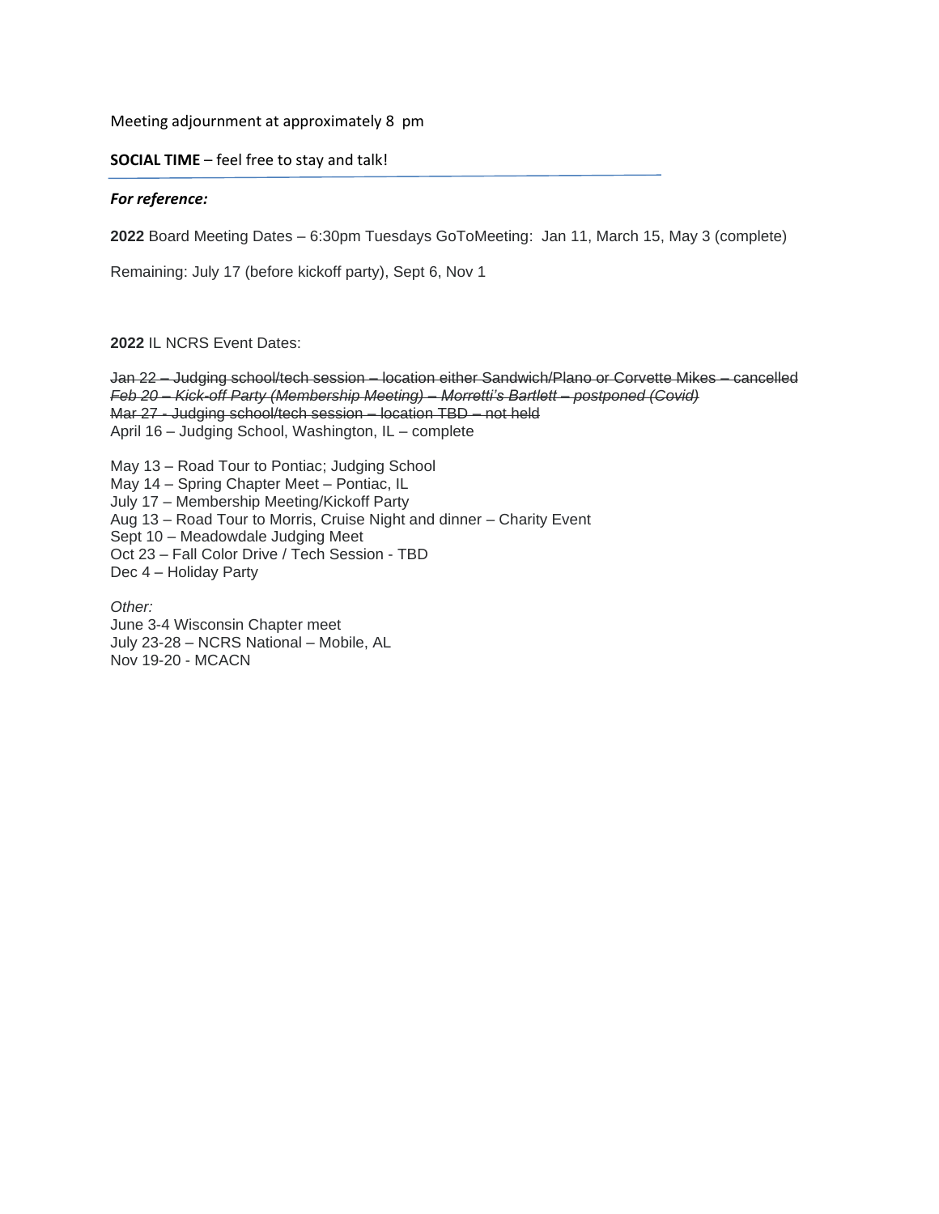Meeting adjournment at approximately 8 pm

**SOCIAL TIME** – feel free to stay and talk!

---

***For reference:***

**2022** Board Meeting Dates – 6:30pm Tuesdays GoToMeeting: Jan 11, March 15, May 3 (complete)

Remaining: July 17 (before kickoff party), Sept 6, Nov 1

**2022** IL NCRS Event Dates:

~~Jan 22 – Judging school/tech session – location either Sandwich/Plano or Corvette Mikes – cancelled~~
~~*Feb 20 – Kick-off Party (Membership Meeting) – Morretti's Bartlett – postponed (Covid)*~~
~~Mar 27 - Judging school/tech session – location TBD – not held~~
April 16 – Judging School, Washington, IL – complete

May 13 – Road Tour to Pontiac; Judging School
May 14 – Spring Chapter Meet – Pontiac, IL
July 17 – Membership Meeting/Kickoff Party
Aug 13 – Road Tour to Morris, Cruise Night and dinner – Charity Event
Sept 10 – Meadowdale Judging Meet
Oct 23 – Fall Color Drive / Tech Session - TBD
Dec 4 – Holiday Party

*Other:*
June 3-4 Wisconsin Chapter meet
July 23-28 – NCRS National – Mobile, AL
Nov 19-20 - MCACN